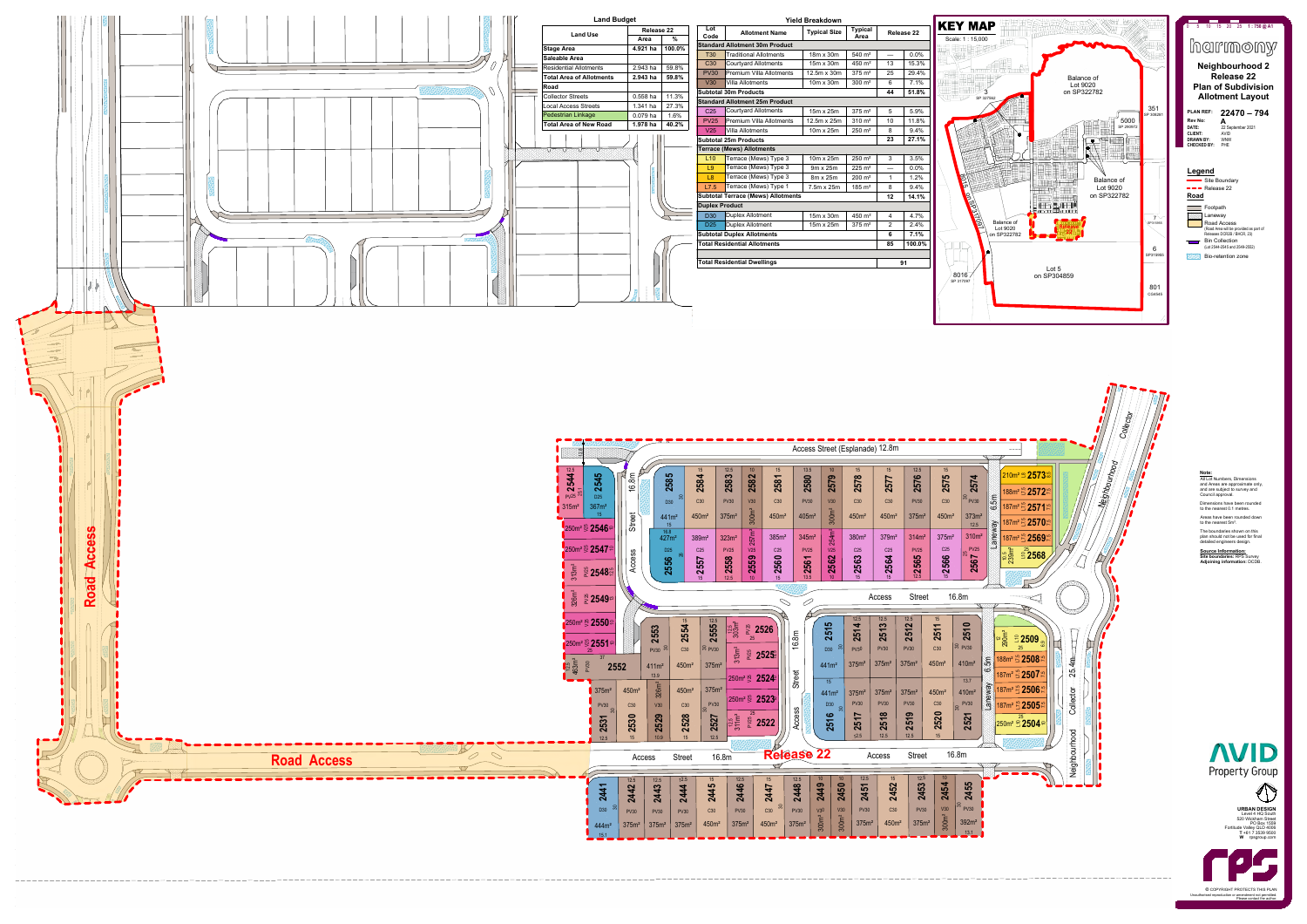# harmony

## Neighbourhood 2 Release 22 Plan of Subdivision Allotment Layout

| | |
|---|---|
| PLAN REF: | 22470 – 794 |
| Rev No: | A |
| DATE: | 22 September 2021 |
| CLIENT: | AVID |
| DRAWN BY: | WNW |
| CHECKED BY: | PHE |

Scale: 1 : 750 @ A1

### Land Budget

| Land Use | Release 22 Area | % |
|---|---|---|
| Stage Area | 4.921 ha | 100.0% |
| Saleable Area | | |
| Residential Allotments | 2.943 ha | 59.8% |
| Total Area of Allotments | 2.943 ha | 59.8% |
| Road | | |
| Collector Streets | 0.558 ha | 11.3% |
| Local Access Streets | 1.341 ha | 27.3% |
| Pedestrian Linkage | 0.079 ha | 1.6% |
| Total Area of New Road | 1.978 ha | 40.2% |

### Yield Breakdown

| Lot Code | Allotment Name | Typical Size | Typical Area | Release 22 | |
|---|---|---|---|---|---|
| **Standard Allotment 30m Product** | | | | | |
| T30 | Traditional Allotments | 18m x 30m | 540 m² | — | 0.0% |
| C30 | Courtyard Allotments | 15m x 30m | 450 m² | 13 | 15.3% |
| PV30 | Premium Villa Allotments | 12.5m x 30m | 375 m² | 25 | 29.4% |
| V30 | Villa Allotments | 10m x 30m | 300 m² | 6 | 7.1% |
| **Subtotal 30m Products** | | | | 44 | 51.8% |
| **Standard Allotment 25m Product** | | | | | |
| C25 | Courtyard Allotments | 15m x 25m | 375 m² | 5 | 5.9% |
| PV25 | Premium Villa Allotments | 12.5m x 25m | 310 m² | 10 | 11.8% |
| V25 | Villa Allotments | 10m x 25m | 250 m² | 8 | 9.4% |
| **Subtotal 25m Products** | | | | 23 | 27.1% |
| **Terrace (Mews) Allotments** | | | | | |
| L10 | Terrace (Mews) Type 3 | 10m x 25m | 250 m² | 3 | 3.5% |
| L9 | Terrace (Mews) Type 3 | 9m x 25m | 225 m² | — | 0.0% |
| L8 | Terrace (Mews) Type 3 | 8m x 25m | 200 m² | 1 | 1.2% |
| L7.5 | Terrace (Mews) Type 1 | 7.5m x 25m | 185 m² | 8 | 9.4% |
| **Subtotal Terrace (Mews) Allotments** | | | | 12 | 14.1% |
| **Duplex Product** | | | | | |
| D30 | Duplex Allotment | 15m x 30m | 450 m² | 4 | 4.7% |
| D25 | Duplex Allotment | 15m x 25m | 375 m² | 2 | 2.4% |
| **Subtotal Duplex Allotments** | | | | 6 | 7.1% |
| **Total Residential Allotments** | | | | 85 | 100.0% |
| **Total Residential Dwellings** | | | | 91 | |

### KEY MAP

Scale: 1 : 15,000

### Legend

- Site Boundary
- Release 22
- **Road**
- Footpath
- Laneway
- Road Access (Road Area will be provided as part of Releases 2/2/20 / BHCR, 23)
- Bin Collection (Lot 2544-2545 and 2549-2552)
- Bio-retention zone

**Note:**
All Lot Numbers, Dimensions and Areas are approximate only, and are subject to survey and Council approval.

Dimensions have been rounded to the nearest 0.1 metres.

Areas have been rounded down to the nearest 5m².

The boundaries shown on this plan should not be used for final detailed engineers design.

**Source Information:**
**Site boundaries:** RPS Survey
**Adjoining information:** DCDB.

AVID Property Group

URBAN DESIGN
Level 4 HQ South
520 Wickham Street
PO Box 1559
Fortitude Valley QLD 4006
T +61 7 3539 9500
W rpsgroup.com

rps

© COPYRIGHT PROTECTS THIS PLAN
Unauthorised reproduction or amendment not permitted. Please contact the author.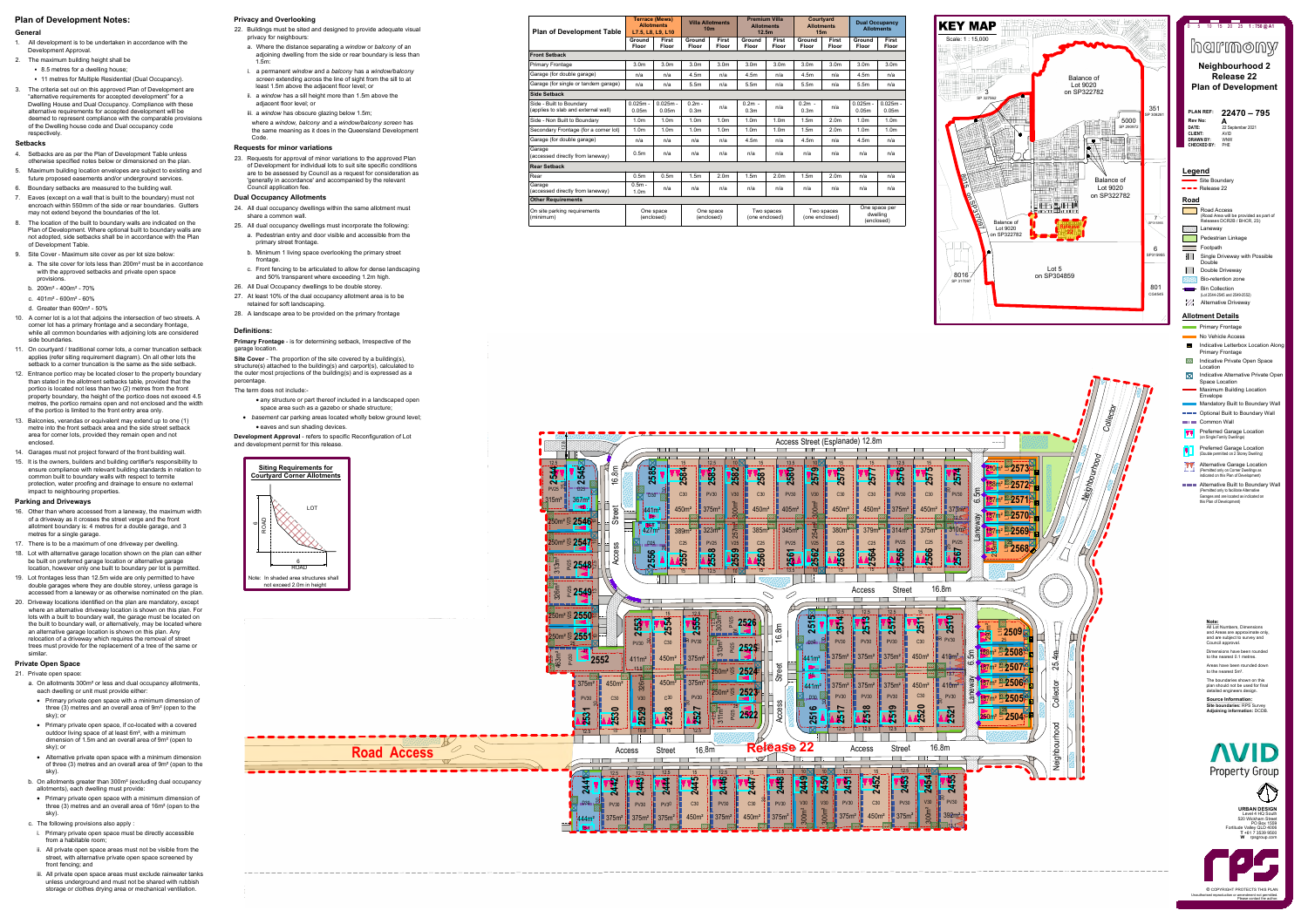# Plan of Development Notes:

## General

1. All development is to be undertaken in accordance with the Development Approval.
2. The maximum building height shall be
   - 8.5 metres for a dwelling house;
   - 11 metres for Multiple Residential (Dual Occupancy).
3. The criteria set out on this approved Plan of Development are "alternative requirements for accepted development" for a Dwelling House and Dual Occupancy. Compliance with these alternative requirements for accepted development will be deemed to represent compliance with the comparable provisions of the Dwelling house code and Dual occupancy code respectively.

## Setbacks

4. Setbacks are as per the Plan of Development Table unless otherwise specified notes below or dimensioned on the plan.
5. Maximum building location envelopes are subject to existing and future proposed easements and/or underground services.
6. Boundary setbacks are measured to the building wall.
7. Eaves (except on a wall that is built to the boundary) must not encroach within 550mm of the side or rear boundaries. Gutters may not extend beyond the boundaries of the lot.
8. The location of the built to boundary walls are indicated on the Plan of Development. Where optional built to boundary walls are not adopted, side setbacks shall be in accordance with the Plan of Development Table.
9. Site Cover - Maximum site cover as per lot size below:
   a. The site cover for lots less than 200m² must be in accordance with the approved setbacks and private open space provisions.
   b. 200m² - 400m² - 70%
   c. 401m² - 600m² - 60%
   d. Greater than 600m² - 50%
10. A corner lot is a lot that adjoins the intersection of two streets. A corner lot has a primary frontage and a secondary frontage, while all common boundaries with adjoining lots are considered side boundaries.
11. On courtyard / traditional corner lots, a corner truncation setback applies (refer siting requirement diagram). On all other lots the setback to a corner truncation is the same as the side setback.
12. Entrance portico may be located closer to the property boundary than stated in the allotment setbacks table, provided that the portico is located not less than two (2) metres from the front property boundary, the height of the portico does not exceed 4.5 metres, the portico remains open and not enclosed and the width of the portico is limited to the front entry area only.
13. Balconies, verandas or equivalent may extend up to one (1) metre into the front setback area and the side street setback area for corner lots, provided they remain open and not enclosed.
14. Garages must not project forward of the front building wall.
15. It is the owners, builders and building certifier's responsibility to ensure compliance with relevant building standards in relation to common built to boundary walls with respect to termite protection, water proofing and drainage to ensure no external impact to neighbouring properties.

## Parking and Driveways

16. Other than where accessed from a laneway, the maximum width of a driveway as it crosses the street verge and the front allotment boundary is: 4 metres for a double garage, and 3 metres for a single garage.
17. There is to be a maximum of one driveway per dwelling.
18. Lot with alternative garage location shown on the plan can either be built on preferred garage location or alternative garage location, however only one built to boundary per lot is permitted.
19. Lot frontages less than 12.5m wide are only permitted to have double garages where they are double storey, unless garage is accessed from a laneway or as otherwise nominated on the plan.
20. Driveway locations identified on the plan are mandatory, except where an alternative driveway location is shown on this plan. For lots with a built to boundary wall, the garage must be located on the built to boundary wall, or alternatively, may be located where an alternative garage location is shown on this plan. Any relocation of a driveway which requires the removal of street trees must provide for the replacement of a tree of the same or similar.

## Private Open Space

21. Private open space:
   a. On allotments 300m² or less and dual occupancy allotments, each dwelling or unit must provide either:
      - Primary private open space with a minimum dimension of three (3) metres and an overall area of 9m² (open to the sky); or
      - Primary private open space, if co-located with a covered outdoor living space of at least 6m², with a minimum dimension of 1.5m and an overall area of 9m² (open to sky); or
      - Alternative private open space with a minimum dimension of three (3) metres and an overall area of 9m² (open to the sky).
   b. On allotments greater than 300m² (excluding dual occupancy allotments), each dwelling must provide:
      - Primary private open space with a minimum dimension of three (3) metres and an overall area of 16m² (open to the sky).
   c. The following provisions also apply :
      i. Primary private open space must be directly accessible from a habitable room;
      ii. All private open space areas must not be visible from the street, with alternative private open space screened by front fencing; and
      iii. All private open space areas must exclude rainwater tanks unless underground and must not be shared with rubbish storage or clothes drying area or mechanical ventilation.

## Privacy and Overlooking

22. Buildings must be sited and designed to provide adequate visual privacy for neighbours:
   a. Where the distance separating a *window* or *balcony* of an adjoining dwelling from the side or rear boundary is less than 1.5m:
      i. a permanent *window* and a *balcony* has a *window/balcony screen* extending across the line of sight from the sill to at least 1.5m above the adjacent floor level; or
      ii. a *window* has a sill height more than 1.5m above the adjacent floor level; or
      iii. a *window* has obscure glazing below 1.5m;

   where a *window, balcony* and a *window/balcony screen* has the same meaning as it does in the Queensland Development Code.

## Requests for minor variations

23. Requests for approval of minor variations to the approved Plan of Development for individual lots to suit site specific conditions are to be assessed by Council as a request for consideration as 'generally in accordance' and accompanied by the relevant Council application fee.

## Dual Occupancy Allotments

24. All dual occupancy dwellings within the same allotment must share a common wall.
25. All dual occupancy dwellings must incorporate the following:
   a. Pedestrian entry and door visible and accessible from the primary street frontage.
   b. Minimum 1 living space overlooking the primary street frontage.
   c. Front fencing to be articulated to allow for dense landscaping and 50% transparent where exceeding 1.2m high.
26. All Dual Occupancy dwellings to be double storey.
27. At least 10% of the dual occupancy allotment area is to be retained for soft landscaping.
28. A landscape area to be provided on the primary frontage

## Definitions:

**Primary Frontage** - is for determining setback, Irrespective of the garage location.

**Site Cover** - The proportion of the site covered by a building(s), structure(s) attached to the building(s) and carport(s), calculated to the outer most projections of the building(s) and is expressed as a percentage.

The term does not include:-
- any structure or part thereof included in a landscaped open space area such as a gazebo or shade structure;
- *basement* car parking areas located wholly below ground level;
- eaves and sun shading devices.

**Development Approval** - refers to specific Reconfiguration of Lot and development permit for this release.

**Siting Requirements for Courtyard Corner Allotments**

LOT

ROAD 6

6 ROAD

Note: In shaded area structures shall not exceed 2.0m in height

| Plan of Development Table | Terrace (Mews) Allotments L7.5, L8, L9, L10 | | Villa Allotments 10m | | Premium Villa Allotments 12.5m | | Courtyard Allotments 15m | | Dual Occupancy Allotments | |
|---|---|---|---|---|---|---|---|---|---|---|
| | Ground Floor | First Floor | Ground Floor | First Floor | Ground Floor | First Floor | Ground Floor | First Floor | Ground Floor | First Floor |
| **Front Setback** | | | | | | | | | | |
| Primary Frontage | 3.0m | 3.0m | 3.0m | 3.0m | 3.0m | 3.0m | 3.0m | 3.0m | 3.0m | 3.0m |
| Garage (for double garage) | n/a | n/a | 4.5m | n/a | 4.5m | n/a | 4.5m | n/a | 4.5m | n/a |
| Garage (for single or tandem garage) | n/a | n/a | 5.5m | n/a | 5.5m | n/a | 5.5m | n/a | 5.5m | n/a |
| **Side Setback** | | | | | | | | | | |
| Side - Built to Boundary (applies to slab and external wall) | 0.025m - 0.05m | 0.025m - 0.05m | 0.2m - 0.3m | n/a | 0.2m - 0.3m | n/a | 0.2m - 0.3m | n/a | 0.025m - 0.05m | 0.025m - 0.05m |
| Side - Non Built to Boundary | 1.0m | 1.0m | 1.0m | 1.0m | 1.0m | 1.0m | 1.5m | 2.0m | 1.0m | 1.0m |
| Secondary Frontage (for a corner lot) | 1.0m | 1.0m | 1.0m | 1.0m | 1.0m | 1.0m | 1.5m | 1.5m | 1.0m | 1.0m |
| Garage (for double garage) | n/a | n/a | n/a | n/a | 4.5m | n/a | 4.5m | n/a | 4.5m | n/a |
| Garage (accessed directly from laneway) | 0.5m | n/a | n/a | n/a | n/a | n/a | n/a | n/a | n/a | n/a |
| **Rear Setback** | | | | | | | | | | |
| Rear | 0.5m | 0.5m | 1.5m | 2.0m | 1.5m | 2.0m | 1.5m | 2.0m | n/a | n/a |
| Garage (accessed directly from laneway) | 0.5m - 1.0m | n/a | n/a | n/a | n/a | n/a | n/a | n/a | n/a | n/a |
| **Other Requirements** | | | | | | | | | | |
| On site parking requirements (minimum) | One space (enclosed) | | One space (enclosed) | | Two spaces (one enclosed) | | Two spaces (one enclosed) | | One space per dwelling (enclosed) | |

**KEY MAP**

Scale: 1 : 15,000

## harmony

## Neighbourhood 2 Release 22 Plan of Development

PLAN REF: 22470 – 795
Rev No: A
DATE: 22 September 2021
CLIENT: AVID
DRAWN BY: WMI
CHECKED BY: PHE

## Legend

- Site Boundary
- Release 22

### Road

- Road Access (Road Area will be provided as part of Releases DCR2B / BHCR, 23)
- Laneway
- Pedestrian Linkage
- Footpath
- Single Driveway with Possible Double
- Double Driveway
- Bio-retention zone
- Bin Collection (Lot 2544-2545 and 2549-2552)
- Alternative Drive Driveway

## Allotment Details

- Primary Frontage
- No Vehicle Access
- Indicative Letterbox Location Along Primary Frontage
- Indicative Private Open Space Location
- Indicative Alternative Private Open Space Location
- Maximum Building Location Envelope
- Mandatory Built to Boundary Wall
- Optional Built to Boundary Wall
- Common Wall
- Preferred Garage Location (on Single Family Dwellings)
- Preferred Garage Location (Double permitted on 2 Storey Dwelling)
- Alternative Garage Location (Permitted only on Corner Dwellings as indicated this Plan of Development)
- Alternative Built to Boundary Wall (Permitted only to facilitate Alternative Garages and are located as indicated on this Plan of Development)

**Note:**
All Lot Numbers, Dimensions and Areas are approximate only, and are subject to survey and Council approval.

Dimensions have been rounded to the nearest 0.1 metres.

Areas have been rounded down to the nearest 5m².

The boundaries shown on this plan should not be used for final detailed engineers design.

**Source Information:**
**Site boundaries:** RPS Survey
**Adjoining information:** DCDB.

AVID Property Group

**URBAN DESIGN**
Level 4 HQ South
520 Wickham Street
PO Box 1559
Fortitude Valley QLD 4006
T +61 7 3539 9500
W rpsgroup.com

© COPYRIGHT PROTECTS THIS PLAN
Unauthorised reproduction or amendment not permitted. Please contact the author.